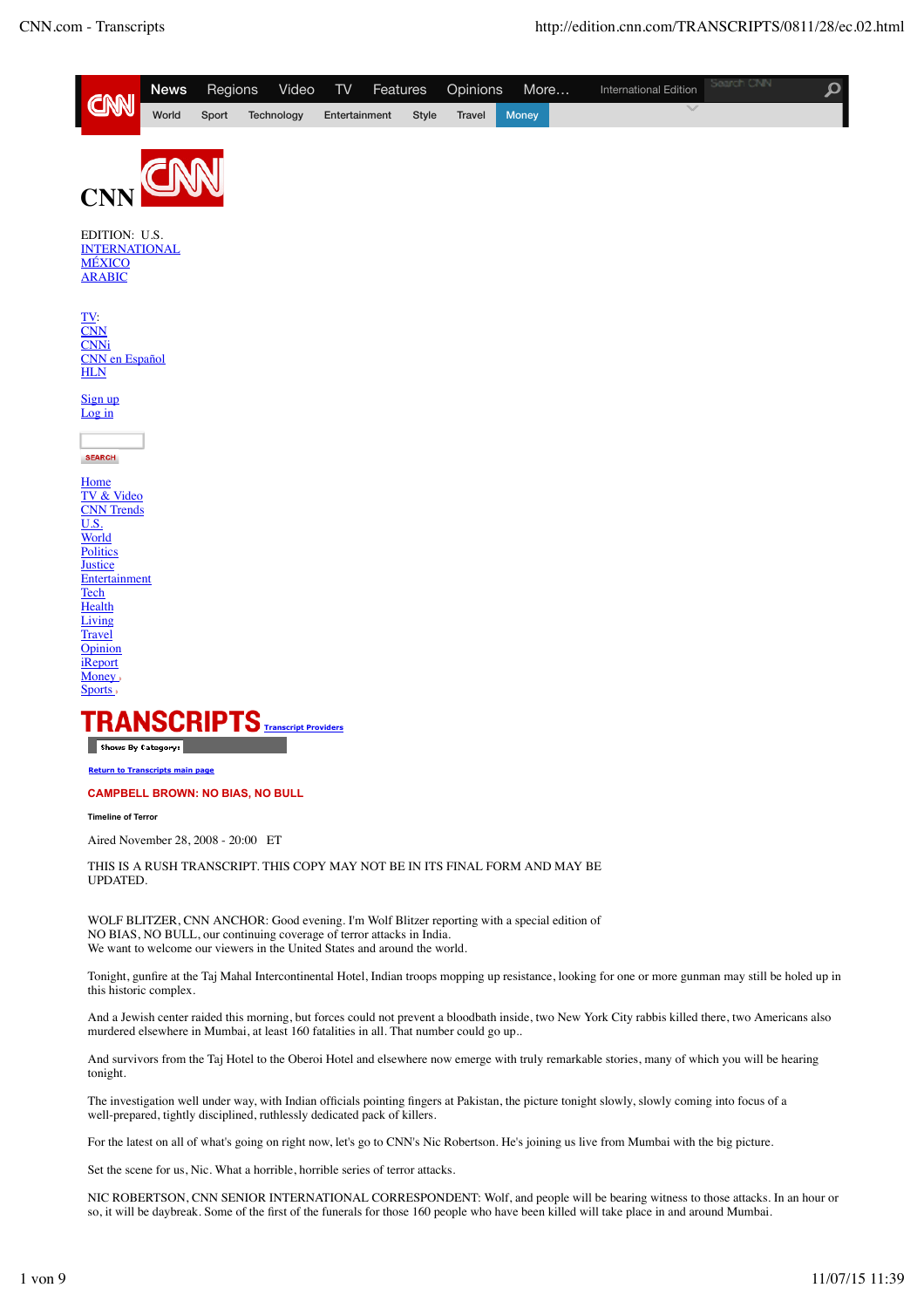News Regions Video TV Features Opinions More... International Edition

World Sport Technology Entertainment Style Travel Money

CNN

EDITION: U.S.
INTERNATIONAL
MÉXICO
ARABIC

TV:
CNN
CNNi
CNN en Español
HLN

Sign up
Log in

SEARCH

Home
TV & Video
CNN Trends
U.S.
World
Politics
Justice
Entertainment
Tech
Health
Living
Travel
Opinion
iReport
Money
Sports

# TRANSCRIPTS

Transcript Providers

Shows By Category:

Return to Transcripts main page

## CAMPBELL BROWN: NO BIAS, NO BULL

**Timeline of Terror**

Aired November 28, 2008 - 20:00   ET

THIS IS A RUSH TRANSCRIPT. THIS COPY MAY NOT BE IN ITS FINAL FORM AND MAY BE UPDATED.

WOLF BLITZER, CNN ANCHOR: Good evening. I'm Wolf Blitzer reporting with a special edition of NO BIAS, NO BULL, our continuing coverage of terror attacks in India.
We want to welcome our viewers in the United States and around the world.

Tonight, gunfire at the Taj Mahal Intercontinental Hotel, Indian troops mopping up resistance, looking for one or more gunman may still be holed up in this historic complex.

And a Jewish center raided this morning, but forces could not prevent a bloodbath inside, two New York City rabbis killed there, two Americans also murdered elsewhere in Mumbai, at least 160 fatalities in all. That number could go up..

And survivors from the Taj Hotel to the Oberoi Hotel and elsewhere now emerge with truly remarkable stories, many of which you will be hearing tonight.

The investigation well under way, with Indian officials pointing fingers at Pakistan, the picture tonight slowly, slowly coming into focus of a well-prepared, tightly disciplined, ruthlessly dedicated pack of killers.

For the latest on all of what's going on right now, let's go to CNN's Nic Robertson. He's joining us live from Mumbai with the big picture.

Set the scene for us, Nic. What a horrible, horrible series of terror attacks.

NIC ROBERTSON, CNN SENIOR INTERNATIONAL CORRESPONDENT: Wolf, and people will be bearing witness to those attacks. In an hour or so, it will be daybreak. Some of the first of the funerals for those 160 people who have been killed will take place in and around Mumbai.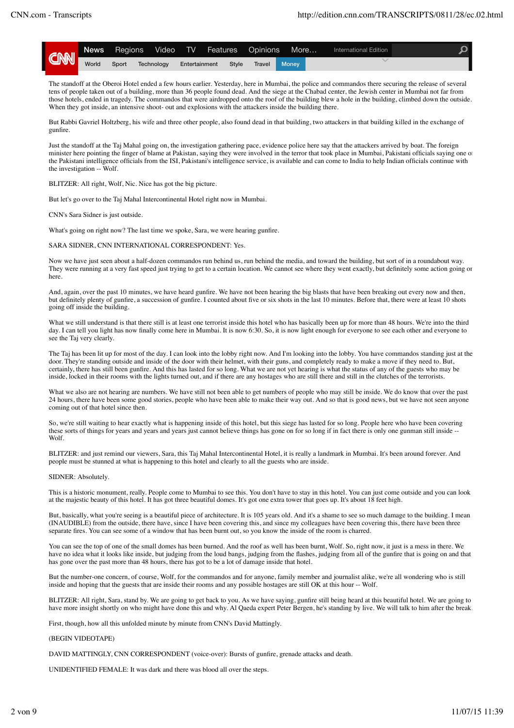The standoff at the Oberoi Hotel ended a few hours earlier. Yesterday, here in Mumbai, the police and commandos there securing the release of several tens of people taken out of a building, more than 36 people found dead. And the siege at the Chabad center, the Jewish center in Mumbai not far from those hotels, ended in tragedy. The commandos that were airdropped onto the roof of the building blew a hole in the building, climbed down the outside. When they got inside, an intensive shoot- out and explosions with the attackers inside the building there.

But Rabbi Gavriel Holtzberg, his wife and three other people, also found dead in that building, two attackers in that building killed in the exchange of gunfire.

Just the standoff at the Taj Mahal going on, the investigation gathering pace, evidence police here say that the attackers arrived by boat. The foreign minister here pointing the finger of blame at Pakistan, saying they were involved in the terror that took place in Mumbai, Pakistani officials saying one of the Pakistani intelligence officials from the ISI, Pakistani's intelligence service, is available and can come to India to help Indian officials continue with the investigation -- Wolf.

BLITZER: All right, Wolf, Nic. Nice has got the big picture.

But let's go over to the Taj Mahal Intercontinental Hotel right now in Mumbai.

CNN's Sara Sidner is just outside.

What's going on right now? The last time we spoke, Sara, we were hearing gunfire.

SARA SIDNER, CNN INTERNATIONAL CORRESPONDENT: Yes.

Now we have just seen about a half-dozen commandos run behind us, run behind the media, and toward the building, but sort of in a roundabout way. They were running at a very fast speed just trying to get to a certain location. We cannot see where they went exactly, but definitely some action going on here.

And, again, over the past 10 minutes, we have heard gunfire. We have not been hearing the big blasts that have been breaking out every now and then, but definitely plenty of gunfire, a succession of gunfire. I counted about five or six shots in the last 10 minutes. Before that, there were at least 10 shots going off inside the building.

What we still understand is that there still is at least one terrorist inside this hotel who has basically been up for more than 48 hours. We're into the third day. I can tell you light has now finally come here in Mumbai. It is now 6:30. So, it is now light enough for everyone to see each other and everyone to see the Taj very clearly.

The Taj has been lit up for most of the day. I can look into the lobby right now. And I'm looking into the lobby. You have commandos standing just at the door. They're standing outside and inside of the door with their helmet, with their guns, and completely ready to make a move if they need to. But, certainly, there has still been gunfire. And this has lasted for so long. What we are not yet hearing is what the status of any of the guests who may be inside, locked in their rooms with the lights turned out, and if there are any hostages who are still there and still in the clutches of the terrorists.

What we also are not hearing are numbers. We have still not been able to get numbers of people who may still be inside. We do know that over the past 24 hours, there have been some good stories, people who have been able to make their way out. And so that is good news, but we have not seen anyone coming out of that hotel since then.

So, we're still waiting to hear exactly what is happening inside of this hotel, but this siege has lasted for so long. People here who have been covering these sorts of things for years and years and years just cannot believe things has gone on for so long if in fact there is only one gunman still inside -- Wolf.

BLITZER: and just remind our viewers, Sara, this Taj Mahal Intercontinental Hotel, it is really a landmark in Mumbai. It's been around forever. And people must be stunned at what is happening to this hotel and clearly to all the guests who are inside.

SIDNER: Absolutely.

This is a historic monument, really. People come to Mumbai to see this. You don't have to stay in this hotel. You can just come outside and you can look at the majestic beauty of this hotel. It has got three beautiful domes. It's got one extra tower that goes up. It's about 18 feet high.

But, basically, what you're seeing is a beautiful piece of architecture. It is 105 years old. And it's a shame to see so much damage to the building. I mean (INAUDIBLE) from the outside, there have, since I have been covering this, and since my colleagues have been covering this, there have been three separate fires. You can see some of a window that has been burnt out, so you know the inside of the room is charred.

You can see the top of one of the small domes has been burned. And the roof as well has been burnt, Wolf. So, right now, it just is a mess in there. We have no idea what it looks like inside, but judging from the loud bangs, judging from the flashes, judging from all of the gunfire that is going on and that has gone over the past more than 48 hours, there has got to be a lot of damage inside that hotel.

But the number-one concern, of course, Wolf, for the commandos and for anyone, family member and journalist alike, we're all wondering who is still inside and hoping that the guests that are inside their rooms and any possible hostages are still OK at this hour -- Wolf.

BLITZER: All right, Sara, stand by. We are going to get back to you. As we have saying, gunfire still being heard at this beautiful hotel. We are going to have more insight shortly on who might have done this and why. Al Qaeda expert Peter Bergen, he's standing by live. We will talk to him after the break.

First, though, how all this unfolded minute by minute from CNN's David Mattingly.

(BEGIN VIDEOTAPE)

DAVID MATTINGLY, CNN CORRESPONDENT (voice-over): Bursts of gunfire, grenade attacks and death.

UNIDENTIFIED FEMALE: It was dark and there was blood all over the steps.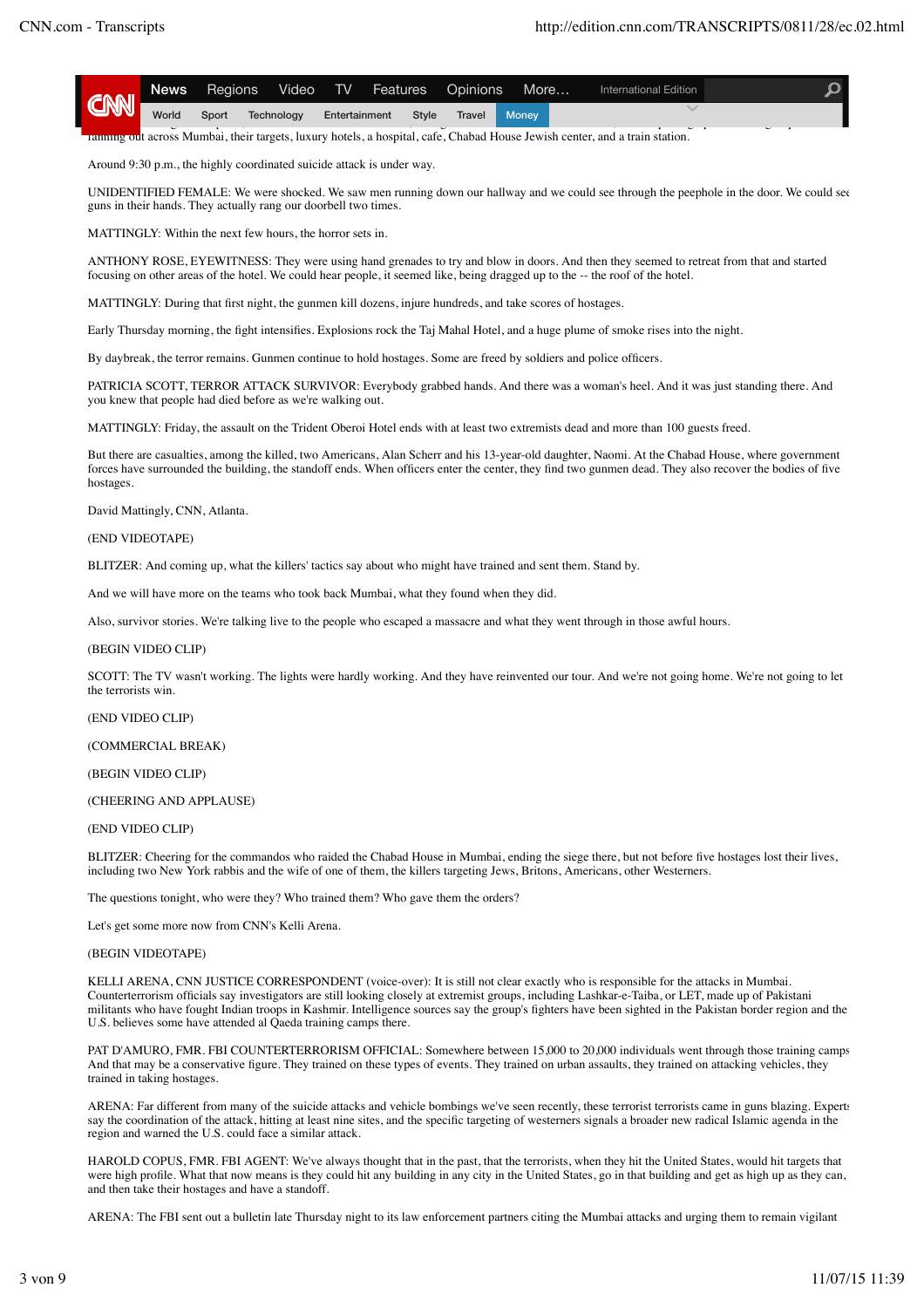fanning out across Mumbai, their targets, luxury hotels, a hospital, cafe, Chabad House Jewish center, and a train station.

Around 9:30 p.m., the highly coordinated suicide attack is under way.

UNIDENTIFIED FEMALE: We were shocked. We saw men running down our hallway and we could see through the peephole in the door. We could see guns in their hands. They actually rang our doorbell two times.

MATTINGLY: Within the next few hours, the horror sets in.

ANTHONY ROSE, EYEWITNESS: They were using hand grenades to try and blow in doors. And then they seemed to retreat from that and started focusing on other areas of the hotel. We could hear people, it seemed like, being dragged up to the -- the roof of the hotel.

MATTINGLY: During that first night, the gunmen kill dozens, injure hundreds, and take scores of hostages.

Early Thursday morning, the fight intensifies. Explosions rock the Taj Mahal Hotel, and a huge plume of smoke rises into the night.

By daybreak, the terror remains. Gunmen continue to hold hostages. Some are freed by soldiers and police officers.

PATRICIA SCOTT, TERROR ATTACK SURVIVOR: Everybody grabbed hands. And there was a woman's heel. And it was just standing there. And you knew that people had died before as we're walking out.

MATTINGLY: Friday, the assault on the Trident Oberoi Hotel ends with at least two extremists dead and more than 100 guests freed.

But there are casualties, among the killed, two Americans, Alan Scherr and his 13-year-old daughter, Naomi. At the Chabad House, where government forces have surrounded the building, the standoff ends. When officers enter the center, they find two gunmen dead. They also recover the bodies of five hostages.

David Mattingly, CNN, Atlanta.

(END VIDEOTAPE)

BLITZER: And coming up, what the killers' tactics say about who might have trained and sent them. Stand by.

And we will have more on the teams who took back Mumbai, what they found when they did.

Also, survivor stories. We're talking live to the people who escaped a massacre and what they went through in those awful hours.

(BEGIN VIDEO CLIP)

SCOTT: The TV wasn't working. The lights were hardly working. And they have reinvented our tour. And we're not going home. We're not going to let the terrorists win.

(END VIDEO CLIP)

(COMMERCIAL BREAK)

(BEGIN VIDEO CLIP)

(CHEERING AND APPLAUSE)

(END VIDEO CLIP)

BLITZER: Cheering for the commandos who raided the Chabad House in Mumbai, ending the siege there, but not before five hostages lost their lives, including two New York rabbis and the wife of one of them, the killers targeting Jews, Britons, Americans, other Westerners.

The questions tonight, who were they? Who trained them? Who gave them the orders?

Let's get some more now from CNN's Kelli Arena.

(BEGIN VIDEOTAPE)

KELLI ARENA, CNN JUSTICE CORRESPONDENT (voice-over): It is still not clear exactly who is responsible for the attacks in Mumbai. Counterterrorism officials say investigators are still looking closely at extremist groups, including Lashkar-e-Taiba, or LET, made up of Pakistani militants who have fought Indian troops in Kashmir. Intelligence sources say the group's fighters have been sighted in the Pakistan border region and the U.S. believes some have attended al Qaeda training camps there.

PAT D'AMURO, FMR. FBI COUNTERTERRORISM OFFICIAL: Somewhere between 15,000 to 20,000 individuals went through those training camps. And that may be a conservative figure. They trained on these types of events. They trained on urban assaults, they trained on attacking vehicles, they trained in taking hostages.

ARENA: Far different from many of the suicide attacks and vehicle bombings we've seen recently, these terrorist terrorists came in guns blazing. Experts say the coordination of the attack, hitting at least nine sites, and the specific targeting of westerners signals a broader new radical Islamic agenda in the region and warned the U.S. could face a similar attack.

HAROLD COPUS, FMR. FBI AGENT: We've always thought that in the past, that the terrorists, when they hit the United States, would hit targets that were high profile. What that now means is they could hit any building in any city in the United States, go in that building and get as high up as they can, and then take their hostages and have a standoff.

ARENA: The FBI sent out a bulletin late Thursday night to its law enforcement partners citing the Mumbai attacks and urging them to remain vigilant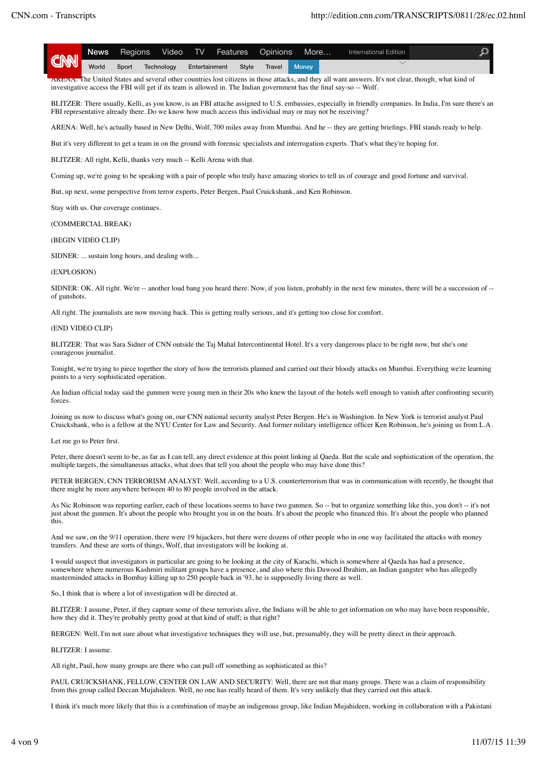ARENA: The United States and several other countries lost citizens in those attacks, and they all want answers. It's not clear, though, what kind of investigative access the FBI will get if its team is allowed in. The Indian government has the final say-so -- Wolf.

BLITZER: There usually, Kelli, as you know, is an FBI attache assigned to U.S. embassies, especially in friendly companies. In India, I'm sure there's an FBI representative already there. Do we know how much access this individual may or may not be receiving?

ARENA: Well, he's actually based in New Delhi, Wolf, 700 miles away from Mumbai. And he -- they are getting briefings. FBI stands ready to help.

But it's very different to get a team in on the ground with forensic specialists and interrogation experts. That's what they're hoping for.

BLITZER: All right, Kelli, thanks very much -- Kelli Arena with that.

Coming up, we're going to be speaking with a pair of people who truly have amazing stories to tell us of courage and good fortune and survival.

But, up next, some perspective from terror experts, Peter Bergen, Paul Cruickshank, and Ken Robinson.

Stay with us. Our coverage continues.

(COMMERCIAL BREAK)

(BEGIN VIDEO CLIP)

SIDNER: ... sustain long hours, and dealing with...

(EXPLOSION)

SIDNER: OK. All right. We're -- another loud bang you heard there. Now, if you listen, probably in the next few minutes, there will be a succession of -- of gunshots.

All right. The journalists are now moving back. This is getting really serious, and it's getting too close for comfort.

(END VIDEO CLIP)

BLITZER: That was Sara Sidner of CNN outside the Taj Mahal Intercontinental Hotel. It's a very dangerous place to be right now, but she's one courageous journalist.

Tonight, we're trying to piece together the story of how the terrorists planned and carried out their bloody attacks on Mumbai. Everything we're learning points to a very sophisticated operation.

An Indian official today said the gunmen were young men in their 20s who knew the layout of the hotels well enough to vanish after confronting security forces.

Joining us now to discuss what's going on, our CNN national security analyst Peter Bergen. He's in Washington. In New York is terrorist analyst Paul Cruickshank, who is a fellow at the NYU Center for Law and Security. And former military intelligence officer Ken Robinson, he's joining us from L.A.

Let me go to Peter first.

Peter, there doesn't seem to be, as far as I can tell, any direct evidence at this point linking al Qaeda. But the scale and sophistication of the operation, the multiple targets, the simultaneous attacks, what does that tell you about the people who may have done this?

PETER BERGEN, CNN TERRORISM ANALYST: Well, according to a U.S. counterterrorism that was in communication with recently, he thought that there might be more anywhere between 40 to 80 people involved in the attack.

As Nic Robinson was reporting earlier, each of these locations seems to have two gunmen. So -- but to organize something like this, you don't -- it's not just about the gunmen. It's about the people who brought you in on the boats. It's about the people who financed this. It's about the people who planned this.

And we saw, on the 9/11 operation, there were 19 hijackers, but there were dozens of other people who in one way facilitated the attacks with money transfers. And these are sorts of things, Wolf, that investigators will be looking at.

I would suspect that investigators in particular are going to be looking at the city of Karachi, which is somewhere al Qaeda has had a presence, somewhere where numerous Kashmiri militant groups have a presence, and also where this Dawood Ibrahim, an Indian gangster who has allegedly masterminded attacks in Bombay killing up to 250 people back in '93, he is supposedly living there as well.

So, I think that is where a lot of investigation will be directed at.

BLITZER: I assume, Peter, if they capture some of these terrorists alive, the Indians will be able to get information on who may have been responsible, how they did it. They're probably pretty good at that kind of stuff; is that right?

BERGEN: Well, I'm not sure about what investigative techniques they will use, but, presumably, they will be pretty direct in their approach.

BLITZER: I assume.

All right, Paul, how many groups are there who can pull off something as sophisticated as this?

PAUL CRUICKSHANK, FELLOW, CENTER ON LAW AND SECURITY: Well, there are not that many groups. There was a claim of responsibility from this group called Deccan Mujahideen. Well, no one has really heard of them. It's very unlikely that they carried out this attack.

I think it's much more likely that this is a combination of maybe an indigenous group, like Indian Mujahideen, working in collaboration with a Pakistani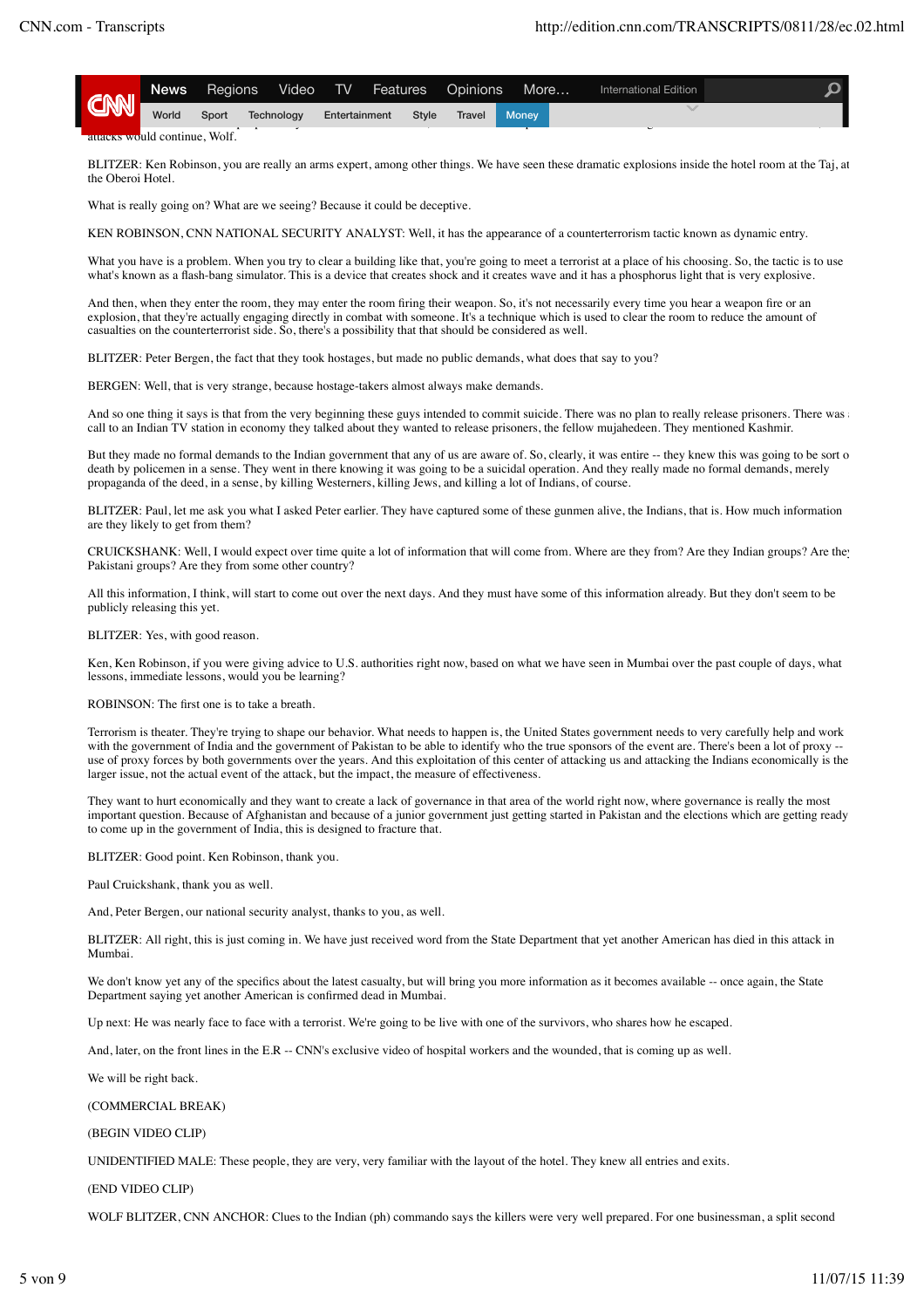attacks would continue, Wolf.

BLITZER: Ken Robinson, you are really an arms expert, among other things. We have seen these dramatic explosions inside the hotel room at the Taj, at the Oberoi Hotel.

What is really going on? What are we seeing? Because it could be deceptive.

KEN ROBINSON, CNN NATIONAL SECURITY ANALYST: Well, it has the appearance of a counterterrorism tactic known as dynamic entry.

What you have is a problem. When you try to clear a building like that, you're going to meet a terrorist at a place of his choosing. So, the tactic is to use what's known as a flash-bang simulator. This is a device that creates shock and it creates wave and it has a phosphorus light that is very explosive.

And then, when they enter the room, they may enter the room firing their weapon. So, it's not necessarily every time you hear a weapon fire or an explosion, that they're actually engaging directly in combat with someone. It's a technique which is used to clear the room to reduce the amount of casualties on the counterterrorist side. So, there's a possibility that that should be considered as well.

BLITZER: Peter Bergen, the fact that they took hostages, but made no public demands, what does that say to you?

BERGEN: Well, that is very strange, because hostage-takers almost always make demands.

And so one thing it says is that from the very beginning these guys intended to commit suicide. There was no plan to really release prisoners. There was a call to an Indian TV station in economy they talked about they wanted to release prisoners, the fellow mujahedeen. They mentioned Kashmir.

But they made no formal demands to the Indian government that any of us are aware of. So, clearly, it was entire -- they knew this was going to be sort of death by policemen in a sense. They went in there knowing it was going to be a suicidal operation. And they really made no formal demands, merely propaganda of the deed, in a sense, by killing Westerners, killing Jews, and killing a lot of Indians, of course.

BLITZER: Paul, let me ask you what I asked Peter earlier. They have captured some of these gunmen alive, the Indians, that is. How much information are they likely to get from them?

CRUICKSHANK: Well, I would expect over time quite a lot of information that will come from. Where are they from? Are they Indian groups? Are they Pakistani groups? Are they from some other country?

All this information, I think, will start to come out over the next days. And they must have some of this information already. But they don't seem to be publicly releasing this yet.

BLITZER: Yes, with good reason.

Ken, Ken Robinson, if you were giving advice to U.S. authorities right now, based on what we have seen in Mumbai over the past couple of days, what lessons, immediate lessons, would you be learning?

ROBINSON: The first one is to take a breath.

Terrorism is theater. They're trying to shape our behavior. What needs to happen is, the United States government needs to very carefully help and work with the government of India and the government of Pakistan to be able to identify who the true sponsors of the event are. There's been a lot of proxy -- use of proxy forces by both governments over the years. And this exploitation of this center of attacking us and attacking the Indians economically is the larger issue, not the actual event of the attack, but the impact, the measure of effectiveness.

They want to hurt economically and they want to create a lack of governance in that area of the world right now, where governance is really the most important question. Because of Afghanistan and because of a junior government just getting started in Pakistan and the elections which are getting ready to come up in the government of India, this is designed to fracture that.

BLITZER: Good point. Ken Robinson, thank you.

Paul Cruickshank, thank you as well.

And, Peter Bergen, our national security analyst, thanks to you, as well.

BLITZER: All right, this is just coming in. We have just received word from the State Department that yet another American has died in this attack in Mumbai.

We don't know yet any of the specifics about the latest casualty, but will bring you more information as it becomes available -- once again, the State Department saying yet another American is confirmed dead in Mumbai.

Up next: He was nearly face to face with a terrorist. We're going to be live with one of the survivors, who shares how he escaped.

And, later, on the front lines in the E.R -- CNN's exclusive video of hospital workers and the wounded, that is coming up as well.

We will be right back.

(COMMERCIAL BREAK)

(BEGIN VIDEO CLIP)

UNIDENTIFIED MALE: These people, they are very, very familiar with the layout of the hotel. They knew all entries and exits.

(END VIDEO CLIP)

WOLF BLITZER, CNN ANCHOR: Clues to the Indian (ph) commando says the killers were very well prepared. For one businessman, a split second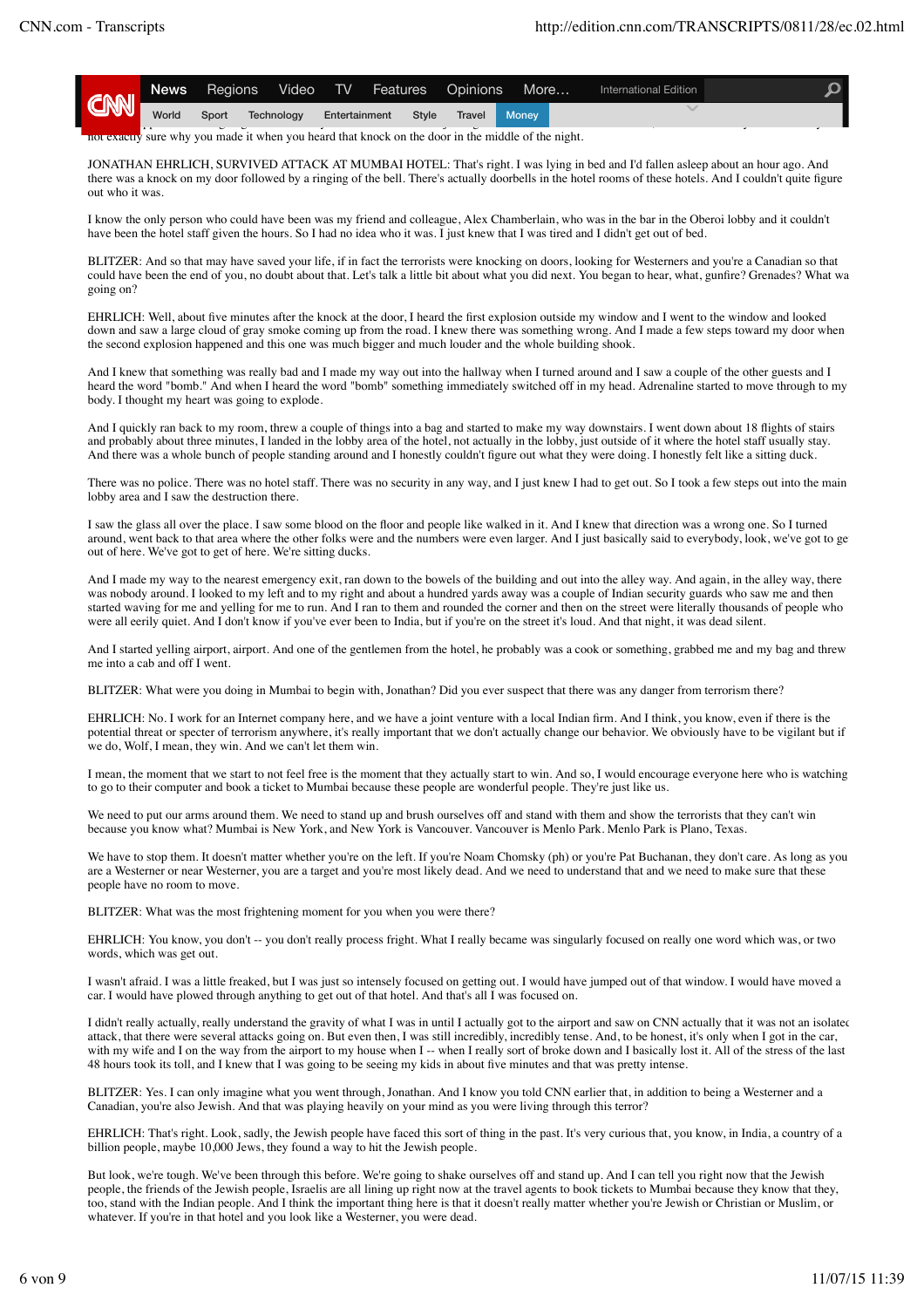not exactly sure why you made it when you heard that knock on the door in the middle of the night.

JONATHAN EHRLICH, SURVIVED ATTACK AT MUMBAI HOTEL: That's right. I was lying in bed and I'd fallen asleep about an hour ago. And there was a knock on my door followed by a ringing of the bell. There's actually doorbells in the hotel rooms of these hotels. And I couldn't quite figure out who it was.

I know the only person who could have been was my friend and colleague, Alex Chamberlain, who was in the bar in the Oberoi lobby and it couldn't have been the hotel staff given the hours. So I had no idea who it was. I just knew that I was tired and I didn't get out of bed.

BLITZER: And so that may have saved your life, if in fact the terrorists were knocking on doors, looking for Westerners and you're a Canadian so that could have been the end of you, no doubt about that. Let's talk a little bit about what you did next. You began to hear, what, gunfire? Grenades? What wa going on?

EHRLICH: Well, about five minutes after the knock at the door, I heard the first explosion outside my window and I went to the window and looked down and saw a large cloud of gray smoke coming up from the road. I knew there was something wrong. And I made a few steps toward my door when the second explosion happened and this one was much bigger and much louder and the whole building shook.

And I knew that something was really bad and I made my way out into the hallway when I turned around and I saw a couple of the other guests and I heard the word "bomb." And when I heard the word "bomb" something immediately switched off in my head. Adrenaline started to move through to my body. I thought my heart was going to explode.

And I quickly ran back to my room, threw a couple of things into a bag and started to make my way downstairs. I went down about 18 flights of stairs and probably about three minutes, I landed in the lobby area of the hotel, not actually in the lobby, just sort of outside of it where the hotel staff usually stay. And there was a whole bunch of people standing around and I honestly couldn't figure out what they were doing. I honestly felt like a sitting duck.

There was no police. There was no hotel staff. There was no security in any way, and I just knew I had to get out. So I took a few steps out into the main lobby area and I saw the destruction there.

I saw the glass all over the place. I saw some blood on the floor and people like walked in it. And I knew that direction was a wrong one. So I turned around, went back to that area where the other folks were and the numbers were even larger. And I just basically said to everybody, look, we've got to ge out of here. We've got to get of here. We're sitting ducks.

And I made my way to the nearest emergency exit, ran down to the bowels of the building and out into the alley way. And again, in the alley way, there was nobody around. I looked to my left and to my right and about a hundred yards away was a couple of Indian security guards who saw me and then started waving for me and yelling for me to run. And I ran to them and rounded the corner and then on the street were literally thousands of people who were all eerily quiet. And I don't know if you've ever been to India, but if you're on the street it's loud. And that night, it was dead silent.

And I started yelling airport, airport. And one of the gentlemen from the hotel, he probably was a cook or something, grabbed me and my bag and threw me into a cab and off I went.

BLITZER: What were you doing in Mumbai to begin with, Jonathan? Did you ever suspect that there was any danger from terrorism there?

EHRLICH: No. I work for an Internet company here, and we have a joint venture with a local Indian firm. And I think, you know, even if there is the potential threat or specter of terrorism anywhere, it's really important that we don't actually change our behavior. We obviously have to be vigilant but if we do, Wolf, I mean, they win. And we can't let them win.

I mean, the moment that we start to not feel free is the moment that they actually start to win. And so, I would encourage everyone here who is watching to go to their computer and book a ticket to Mumbai because these people are wonderful people. They're just like us.

We need to put our arms around them. We need to stand up and brush ourselves off and stand with them and show the terrorists that they can't win because you know what? Mumbai is New York, and New York is Vancouver. Vancouver is Menlo Park. Menlo Park is Plano, Texas.

We have to stop them. It doesn't matter whether you're on the left. If you're Noam Chomsky (ph) or you're Pat Buchanan, they don't care. As long as you are a Westerner or near Westerner, you are a target and you're most likely dead. And we need to understand that and we need to make sure that these people have no room to move.

BLITZER: What was the most frightening moment for you when you were there?

EHRLICH: You know, you don't -- you don't really process fright. What I really became was singularly focused on really one word which was, or two words, which was get out.

I wasn't afraid. I was a little freaked, but I was just so intensely focused on getting out. I would have jumped out of that window. I would have moved a car. I would have plowed through anything to get out of that hotel. And that's all I was focused on.

I didn't really actually, really understand the gravity of what I was in until I actually got to the airport and saw on CNN actually that it was not an isolatec attack, that there were several attacks going on. But even then, I was still incredibly, incredibly tense. And, to be honest, it's only when I got in the car, with my wife and I on the way from the airport to my house when I -- when I really sort of broke down and I basically lost it. All of the stress of the last 48 hours took its toll, and I knew that I was going to be seeing my kids in about five minutes and that was pretty intense.

BLITZER: Yes. I can only imagine what you went through, Jonathan. And I know you told CNN earlier that, in addition to being a Westerner and a Canadian, you're also Jewish. And that was playing heavily on your mind as you were living through this terror?

EHRLICH: That's right. Look, sadly, the Jewish people have faced this sort of thing in the past. It's very curious that, you know, in India, a country of a billion people, maybe 10,000 Jews, they found a way to hit the Jewish people.

But look, we're tough. We've been through this before. We're going to shake ourselves off and stand up. And I can tell you right now that the Jewish people, the friends of the Jewish people, Israelis are all lining up right now at the travel agents to book tickets to Mumbai because they know that they, too, stand with the Indian people. And I think the important thing here is that it doesn't really matter whether you're Jewish or Christian or Muslim, or whatever. If you're in that hotel and you look like a Westerner, you were dead.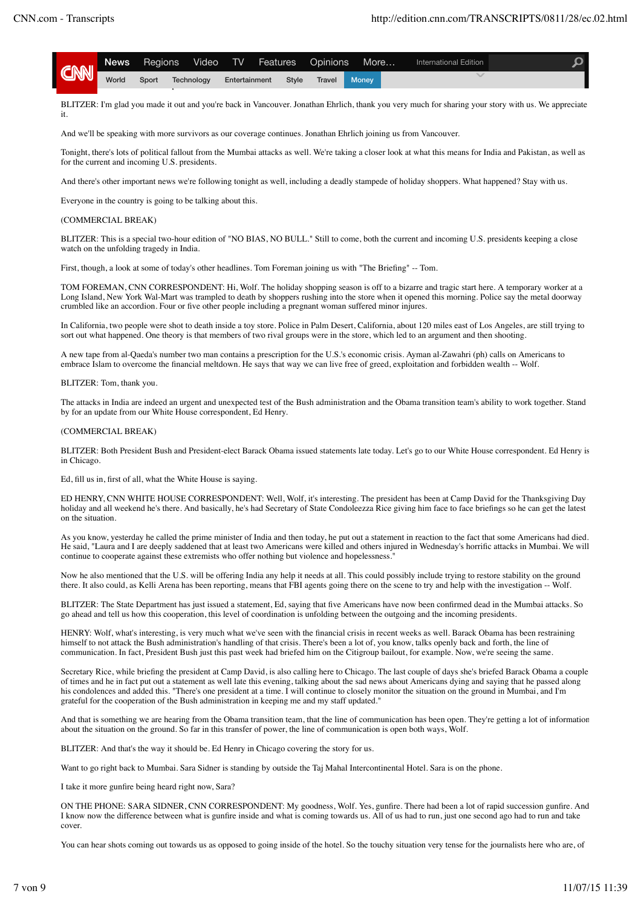BLITZER: I'm glad you made it out and you're back in Vancouver. Jonathan Ehrlich, thank you very much for sharing your story with us. We appreciate it.

And we'll be speaking with more survivors as our coverage continues. Jonathan Ehrlich joining us from Vancouver.

Tonight, there's lots of political fallout from the Mumbai attacks as well. We're taking a closer look at what this means for India and Pakistan, as well as for the current and incoming U.S. presidents.

And there's other important news we're following tonight as well, including a deadly stampede of holiday shoppers. What happened? Stay with us.

Everyone in the country is going to be talking about this.

(COMMERCIAL BREAK)

BLITZER: This is a special two-hour edition of "NO BIAS, NO BULL." Still to come, both the current and incoming U.S. presidents keeping a close watch on the unfolding tragedy in India.

First, though, a look at some of today's other headlines. Tom Foreman joining us with "The Briefing" -- Tom.

TOM FOREMAN, CNN CORRESPONDENT: Hi, Wolf. The holiday shopping season is off to a bizarre and tragic start here. A temporary worker at a Long Island, New York Wal-Mart was trampled to death by shoppers rushing into the store when it opened this morning. Police say the metal doorway crumbled like an accordion. Four or five other people including a pregnant woman suffered minor injures.

In California, two people were shot to death inside a toy store. Police in Palm Desert, California, about 120 miles east of Los Angeles, are still trying to sort out what happened. One theory is that members of two rival groups were in the store, which led to an argument and then shooting.

A new tape from al-Qaeda's number two man contains a prescription for the U.S.'s economic crisis. Ayman al-Zawahri (ph) calls on Americans to embrace Islam to overcome the financial meltdown. He says that way we can live free of greed, exploitation and forbidden wealth -- Wolf.

BLITZER: Tom, thank you.

The attacks in India are indeed an urgent and unexpected test of the Bush administration and the Obama transition team's ability to work together. Stand by for an update from our White House correspondent, Ed Henry.

(COMMERCIAL BREAK)

BLITZER: Both President Bush and President-elect Barack Obama issued statements late today. Let's go to our White House correspondent. Ed Henry is in Chicago.

Ed, fill us in, first of all, what the White House is saying.

ED HENRY, CNN WHITE HOUSE CORRESPONDENT: Well, Wolf, it's interesting. The president has been at Camp David for the Thanksgiving Day holiday and all weekend he's there. And basically, he's had Secretary of State Condoleezza Rice giving him face to face briefings so he can get the latest on the situation.

As you know, yesterday he called the prime minister of India and then today, he put out a statement in reaction to the fact that some Americans had died. He said, "Laura and I are deeply saddened that at least two Americans were killed and others injured in Wednesday's horrific attacks in Mumbai. We will continue to cooperate against these extremists who offer nothing but violence and hopelessness."

Now he also mentioned that the U.S. will be offering India any help it needs at all. This could possibly include trying to restore stability on the ground there. It also could, as Kelli Arena has been reporting, means that FBI agents going there on the scene to try and help with the investigation -- Wolf.

BLITZER: The State Department has just issued a statement, Ed, saying that five Americans have now been confirmed dead in the Mumbai attacks. So go ahead and tell us how this cooperation, this level of coordination is unfolding between the outgoing and the incoming presidents.

HENRY: Wolf, what's interesting, is very much what we've seen with the financial crisis in recent weeks as well. Barack Obama has been restraining himself to not attack the Bush administration's handling of that crisis. There's been a lot of, you know, talks openly back and forth, the line of communication. In fact, President Bush just this past week had briefed him on the Citigroup bailout, for example. Now, we're seeing the same.

Secretary Rice, while briefing the president at Camp David, is also calling here to Chicago. The last couple of days she's briefed Barack Obama a couple of times and he in fact put out a statement as well late this evening, talking about the sad news about Americans dying and saying that he passed along his condolences and added this. "There's one president at a time. I will continue to closely monitor the situation on the ground in Mumbai, and I'm grateful for the cooperation of the Bush administration in keeping me and my staff updated."

And that is something we are hearing from the Obama transition team, that the line of communication has been open. They're getting a lot of information about the situation on the ground. So far in this transfer of power, the line of communication is open both ways, Wolf.

BLITZER: And that's the way it should be. Ed Henry in Chicago covering the story for us.

Want to go right back to Mumbai. Sara Sidner is standing by outside the Taj Mahal Intercontinental Hotel. Sara is on the phone.

I take it more gunfire being heard right now, Sara?

ON THE PHONE: SARA SIDNER, CNN CORRESPONDENT: My goodness, Wolf. Yes, gunfire. There had been a lot of rapid succession gunfire. And I know now the difference between what is gunfire inside and what is coming towards us. All of us had to run, just one second ago had to run and take cover.

You can hear shots coming out towards us as opposed to going inside of the hotel. So the touchy situation very tense for the journalists here who are, of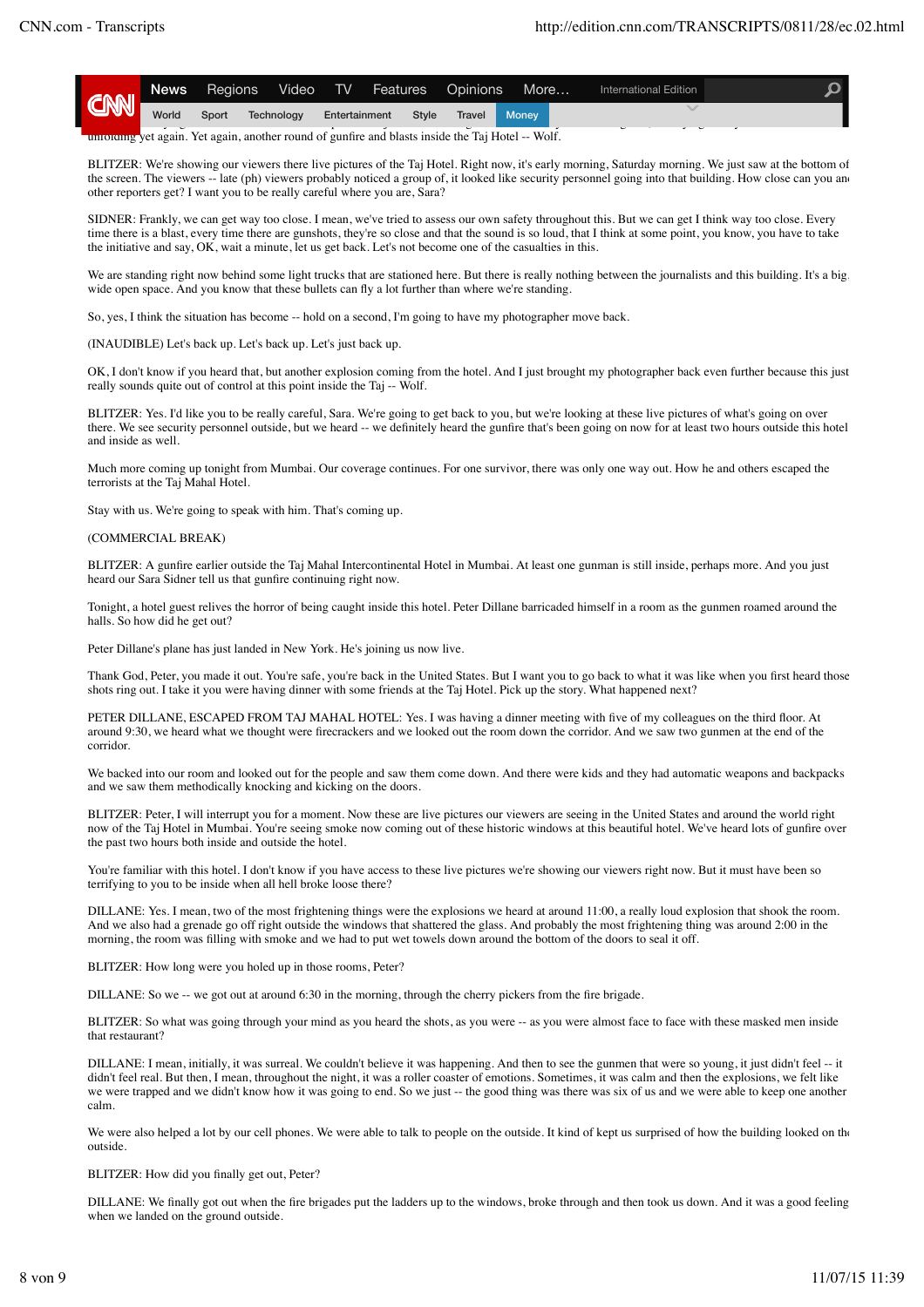unfolding yet again. Yet again, another round of gunfire and blasts inside the Taj Hotel -- Wolf.

BLITZER: We're showing our viewers there live pictures of the Taj Hotel. Right now, it's early morning, Saturday morning. We just saw at the bottom of the screen. The viewers -- late (ph) viewers probably noticed a group of, it looked like security personnel going into that building. How close can you and other reporters get? I want you to be really careful where you are, Sara?

SIDNER: Frankly, we can get way too close. I mean, we've tried to assess our own safety throughout this. But we can get I think way too close. Every time there is a blast, every time there are gunshots, they're so close and that the sound is so loud, that I think at some point, you know, you have to take the initiative and say, OK, wait a minute, let us get back. Let's not become one of the casualties in this.

We are standing right now behind some light trucks that are stationed here. But there is really nothing between the journalists and this building. It's a big, wide open space. And you know that these bullets can fly a lot further than where we're standing.

So, yes, I think the situation has become -- hold on a second, I'm going to have my photographer move back.

(INAUDIBLE) Let's back up. Let's back up. Let's just back up.

OK, I don't know if you heard that, but another explosion coming from the hotel. And I just brought my photographer back even further because this just really sounds quite out of control at this point inside the Taj -- Wolf.

BLITZER: Yes. I'd like you to be really careful, Sara. We're going to get back to you, but we're looking at these live pictures of what's going on over there. We see security personnel outside, but we heard -- we definitely heard the gunfire that's been going on now for at least two hours outside this hotel and inside as well.

Much more coming up tonight from Mumbai. Our coverage continues. For one survivor, there was only one way out. How he and others escaped the terrorists at the Taj Mahal Hotel.

Stay with us. We're going to speak with him. That's coming up.

(COMMERCIAL BREAK)

BLITZER: A gunfire earlier outside the Taj Mahal Intercontinental Hotel in Mumbai. At least one gunman is still inside, perhaps more. And you just heard our Sara Sidner tell us that gunfire continuing right now.

Tonight, a hotel guest relives the horror of being caught inside this hotel. Peter Dillane barricaded himself in a room as the gunmen roamed around the halls. So how did he get out?

Peter Dillane's plane has just landed in New York. He's joining us now live.

Thank God, Peter, you made it out. You're safe, you're back in the United States. But I want you to go back to what it was like when you first heard those shots ring out. I take it you were having dinner with some friends at the Taj Hotel. Pick up the story. What happened next?

PETER DILLANE, ESCAPED FROM TAJ MAHAL HOTEL: Yes. I was having a dinner meeting with five of my colleagues on the third floor. At around 9:30, we heard what we thought were firecrackers and we looked out the room down the corridor. And we saw two gunmen at the end of the corridor.

We backed into our room and looked out for the people and saw them come down. And there were kids and they had automatic weapons and backpacks and we saw them methodically knocking and kicking on the doors.

BLITZER: Peter, I will interrupt you for a moment. Now these are live pictures our viewers are seeing in the United States and around the world right now of the Taj Hotel in Mumbai. You're seeing smoke now coming out of these historic windows at this beautiful hotel. We've heard lots of gunfire over the past two hours both inside and outside the hotel.

You're familiar with this hotel. I don't know if you have access to these live pictures we're showing our viewers right now. But it must have been so terrifying to you to be inside when all hell broke loose there?

DILLANE: Yes. I mean, two of the most frightening things were the explosions we heard at around 11:00, a really loud explosion that shook the room. And we also had a grenade go off right outside the windows that shattered the glass. And probably the most frightening thing was around 2:00 in the morning, the room was filling with smoke and we had to put wet towels down around the bottom of the doors to seal it off.

BLITZER: How long were you holed up in those rooms, Peter?

DILLANE: So we -- we got out at around 6:30 in the morning, through the cherry pickers from the fire brigade.

BLITZER: So what was going through your mind as you heard the shots, as you were -- as you were almost face to face with these masked men inside that restaurant?

DILLANE: I mean, initially, it was surreal. We couldn't believe it was happening. And then to see the gunmen that were so young, it just didn't feel -- it didn't feel real. But then, I mean, throughout the night, it was a roller coaster of emotions. Sometimes, it was calm and then the explosions, we felt like we were trapped and we didn't know how it was going to end. So we just -- the good thing was there was six of us and we were able to keep one another calm.

We were also helped a lot by our cell phones. We were able to talk to people on the outside. It kind of kept us surprised of how the building looked on the outside.

BLITZER: How did you finally get out, Peter?

DILLANE: We finally got out when the fire brigades put the ladders up to the windows, broke through and then took us down. And it was a good feeling when we landed on the ground outside.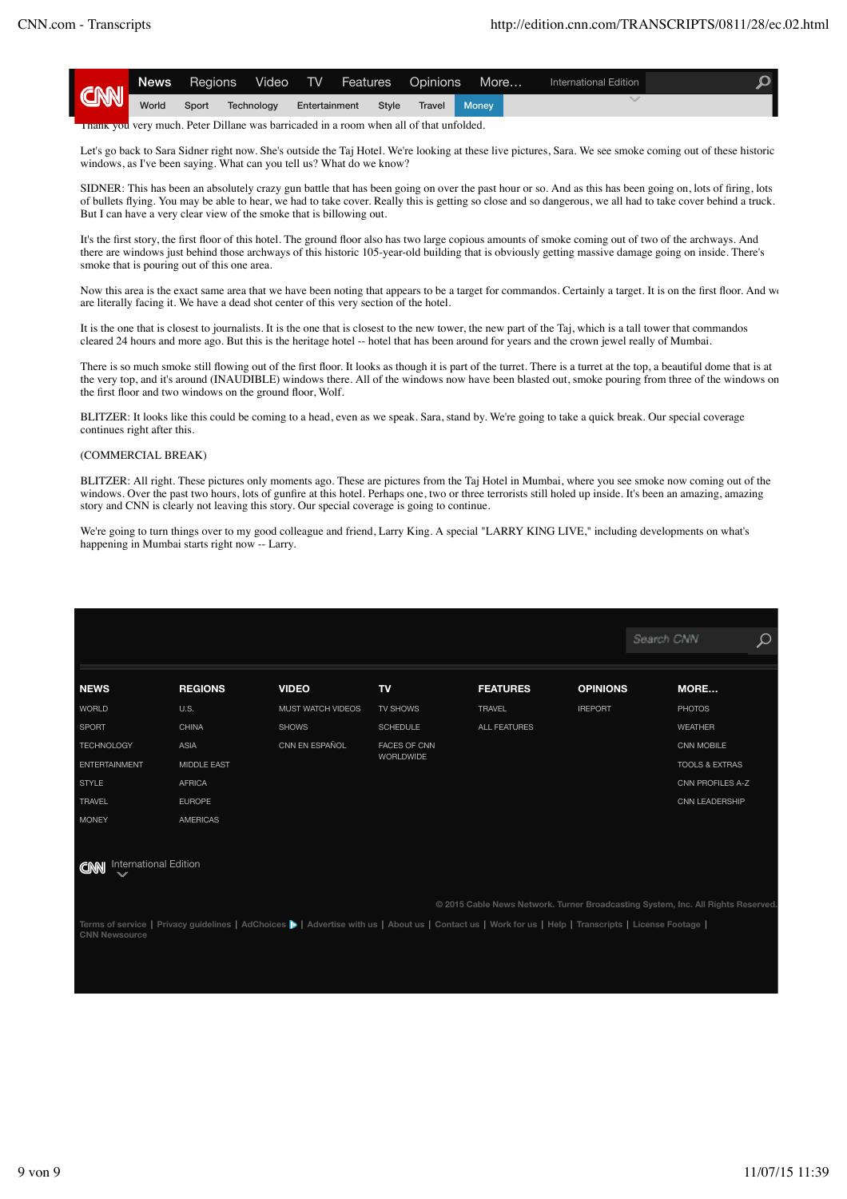Thank you very much. Peter Dillane was barricaded in a room when all of that unfolded.

Let's go back to Sara Sidner right now. She's outside the Taj Hotel. We're looking at these live pictures, Sara. We see smoke coming out of these historic windows, as I've been saying. What can you tell us? What do we know?

SIDNER: This has been an absolutely crazy gun battle that has been going on over the past hour or so. And as this has been going on, lots of firing, lots of bullets flying. You may be able to hear, we had to take cover. Really this is getting so close and so dangerous, we all had to take cover behind a truck. But I can have a very clear view of the smoke that is billowing out.

It's the first story, the first floor of this hotel. The ground floor also has two large copious amounts of smoke coming out of two of the archways. And there are windows just behind those archways of this historic 105-year-old building that is obviously getting massive damage going on inside. There's smoke that is pouring out of this one area.

Now this area is the exact same area that we have been noting that appears to be a target for commandos. Certainly a target. It is on the first floor. And we are literally facing it. We have a dead shot center of this very section of the hotel.

It is the one that is closest to journalists. It is the one that is closest to the new tower, the new part of the Taj, which is a tall tower that commandos cleared 24 hours and more ago. But this is the heritage hotel -- hotel that has been around for years and the crown jewel really of Mumbai.

There is so much smoke still flowing out of the first floor. It looks as though it is part of the turret. There is a turret at the top, a beautiful dome that is at the very top, and it's around (INAUDIBLE) windows there. All of the windows now have been blasted out, smoke pouring from three of the windows on the first floor and two windows on the ground floor, Wolf.

BLITZER: It looks like this could be coming to a head, even as we speak. Sara, stand by. We're going to take a quick break. Our special coverage continues right after this.

(COMMERCIAL BREAK)

BLITZER: All right. These pictures only moments ago. These are pictures from the Taj Hotel in Mumbai, where you see smoke now coming out of the windows. Over the past two hours, lots of gunfire at this hotel. Perhaps one, two or three terrorists still holed up inside. It's been an amazing, amazing story and CNN is clearly not leaving this story. Our special coverage is going to continue.

We're going to turn things over to my good colleague and friend, Larry King. A special "LARRY KING LIVE," including developments on what's happening in Mumbai starts right now -- Larry.